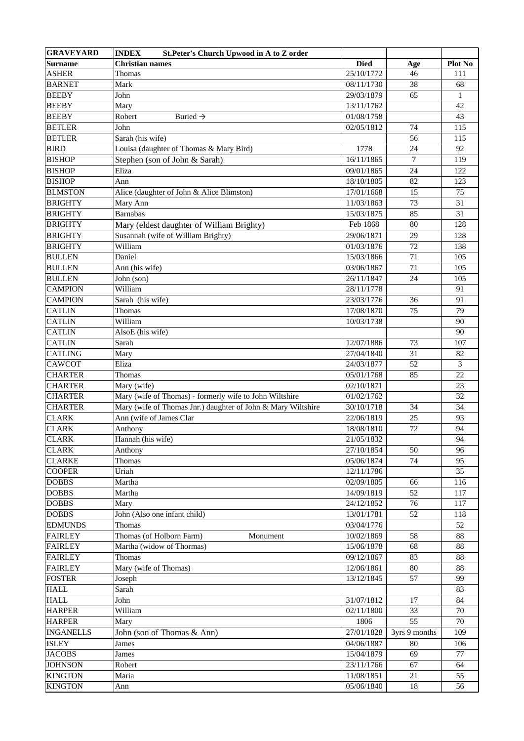| GRAVEYARD | INDEX St.Peter's Church Upwood in A to Z order | | | |
|---|---|---|---|---|
| **Surname** | **Christian names** | **Died** | **Age** | **Plot No** |
| ASHER | Thomas | 25/10/1772 | 46 | 111 |
| BARNET | Mark | 08/11/1730 | 38 | 68 |
| BEEBY | John | 29/03/1879 | 65 | 1 |
| BEEBY | Mary | 13/11/1762 | | 42 |
| BEEBY | Robert Buried → | 01/08/1758 | | 43 |
| BETLER | John | 02/05/1812 | 74 | 115 |
| BETLER | Sarah (his wife) | | 56 | 115 |
| BIRD | Louisa (daughter of Thomas & Mary Bird) | 1778 | 24 | 92 |
| BISHOP | Stephen (son of John & Sarah) | 16/11/1865 | 7 | 119 |
| BISHOP | Eliza | 09/01/1865 | 24 | 122 |
| BISHOP | Ann | 18/10/1805 | 82 | 123 |
| BLMSTON | Alice (daughter of John & Alice Blimston) | 17/01/1668 | 15 | 75 |
| BRIGHTY | Mary Ann | 11/03/1863 | 73 | 31 |
| BRIGHTY | Barnabas | 15/03/1875 | 85 | 31 |
| BRIGHTY | Mary (eldest daughter of William Brighty) | Feb 1868 | 80 | 128 |
| BRIGHTY | Susannah (wife of William Brighty) | 29/06/1871 | 29 | 128 |
| BRIGHTY | William | 01/03/1876 | 72 | 138 |
| BULLEN | Daniel | 15/03/1866 | 71 | 105 |
| BULLEN | Ann (his wife) | 03/06/1867 | 71 | 105 |
| BULLEN | John (son) | 26/11/1847 | 24 | 105 |
| CAMPION | William | 28/11/1778 | | 91 |
| CAMPION | Sarah (his wife) | 23/03/1776 | 36 | 91 |
| CATLIN | Thomas | 17/08/1870 | 75 | 79 |
| CATLIN | William | 10/03/1738 | | 90 |
| CATLIN | AlsoE (his wife) | | | 90 |
| CATLIN | Sarah | 12/07/1886 | 73 | 107 |
| CATLING | Mary | 27/04/1840 | 31 | 82 |
| CAWCOT | Eliza | 24/03/1877 | 52 | 3 |
| CHARTER | Thomas | 05/01/1768 | 85 | 22 |
| CHARTER | Mary (wife) | 02/10/1871 | | 23 |
| CHARTER | Mary (wife of Thomas) - formerly wife to John Wiltshire | 01/02/1762 | | 32 |
| CHARTER | Mary (wife of Thomas Jnr.) daughter of John & Mary Wiltshire | 30/10/1718 | 34 | 34 |
| CLARK | Ann (wife of James Clar | 22/06/1819 | 25 | 93 |
| CLARK | Anthony | 18/08/1810 | 72 | 94 |
| CLARK | Hannah (his wife) | 21/05/1832 | | 94 |
| CLARK | Anthony | 27/10/1854 | 50 | 96 |
| CLARKE | Thomas | 05/06/1874 | 74 | 95 |
| COOPER | Uriah | 12/11/1786 | | 35 |
| DOBBS | Martha | 02/09/1805 | 66 | 116 |
| DOBBS | Martha | 14/09/1819 | 52 | 117 |
| DOBBS | Mary | 24/12/1852 | 76 | 117 |
| DOBBS | John (Also one infant child) | 13/01/1781 | 52 | 118 |
| EDMUNDS | Thomas | 03/04/1776 | | 52 |
| FAIRLEY | Thomas (of Holborn Farm) Monument | 10/02/1869 | 58 | 88 |
| FAIRLEY | Martha (widow of Thormas) | 15/06/1878 | 68 | 88 |
| FAIRLEY | Thomas | 09/12/1867 | 83 | 88 |
| FAIRLEY | Mary (wife of Thomas) | 12/06/1861 | 80 | 88 |
| FOSTER | Joseph | 13/12/1845 | 57 | 99 |
| HALL | Sarah | | | 83 |
| HALL | John | 31/07/1812 | 17 | 84 |
| HARPER | William | 02/11/1800 | 33 | 70 |
| HARPER | Mary | 1806 | 55 | 70 |
| INGANELLS | John (son of Thomas & Ann) | 27/01/1828 | 3yrs 9 months | 109 |
| ISLEY | James | 04/06/1887 | 80 | 106 |
| JACOBS | James | 15/04/1879 | 69 | 77 |
| JOHNSON | Robert | 23/11/1766 | 67 | 64 |
| KINGTON | Maria | 11/08/1851 | 21 | 55 |
| KINGTON | Ann | 05/06/1840 | 18 | 56 |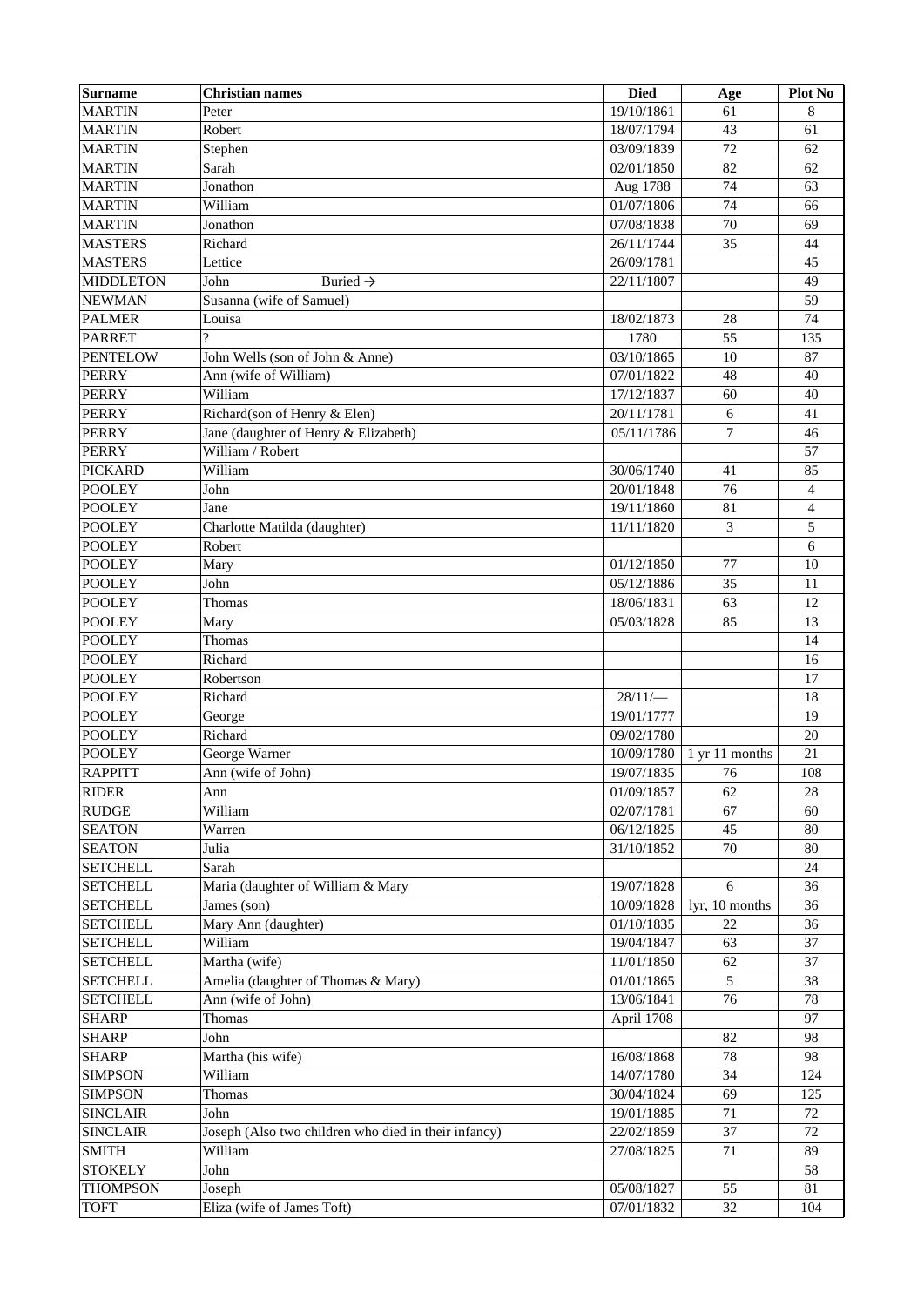| Surname | Christian names | Died | Age | Plot No |
|---|---|---|---|---|
| MARTIN | Peter | 19/10/1861 | 61 | 8 |
| MARTIN | Robert | 18/07/1794 | 43 | 61 |
| MARTIN | Stephen | 03/09/1839 | 72 | 62 |
| MARTIN | Sarah | 02/01/1850 | 82 | 62 |
| MARTIN | Jonathon | Aug 1788 | 74 | 63 |
| MARTIN | William | 01/07/1806 | 74 | 66 |
| MARTIN | Jonathon | 07/08/1838 | 70 | 69 |
| MASTERS | Richard | 26/11/1744 | 35 | 44 |
| MASTERS | Lettice | 26/09/1781 | | 45 |
| MIDDLETON | John Buried → | 22/11/1807 | | 49 |
| NEWMAN | Susanna (wife of Samuel) | | | 59 |
| PALMER | Louisa | 18/02/1873 | 28 | 74 |
| PARRET | ? | 1780 | 55 | 135 |
| PENTELOW | John Wells (son of John & Anne) | 03/10/1865 | 10 | 87 |
| PERRY | Ann (wife of William) | 07/01/1822 | 48 | 40 |
| PERRY | William | 17/12/1837 | 60 | 40 |
| PERRY | Richard(son of Henry & Elen) | 20/11/1781 | 6 | 41 |
| PERRY | Jane (daughter of Henry & Elizabeth) | 05/11/1786 | 7 | 46 |
| PERRY | William / Robert | | | 57 |
| PICKARD | William | 30/06/1740 | 41 | 85 |
| POOLEY | John | 20/01/1848 | 76 | 4 |
| POOLEY | Jane | 19/11/1860 | 81 | 4 |
| POOLEY | Charlotte Matilda (daughter) | 11/11/1820 | 3 | 5 |
| POOLEY | Robert | | | 6 |
| POOLEY | Mary | 01/12/1850 | 77 | 10 |
| POOLEY | John | 05/12/1886 | 35 | 11 |
| POOLEY | Thomas | 18/06/1831 | 63 | 12 |
| POOLEY | Mary | 05/03/1828 | 85 | 13 |
| POOLEY | Thomas | | | 14 |
| POOLEY | Richard | | | 16 |
| POOLEY | Robertson | | | 17 |
| POOLEY | Richard | 28/11/— | | 18 |
| POOLEY | George | 19/01/1777 | | 19 |
| POOLEY | Richard | 09/02/1780 | | 20 |
| POOLEY | George Warner | 10/09/1780 | 1 yr 11 months | 21 |
| RAPPITT | Ann (wife of John) | 19/07/1835 | 76 | 108 |
| RIDER | Ann | 01/09/1857 | 62 | 28 |
| RUDGE | William | 02/07/1781 | 67 | 60 |
| SEATON | Warren | 06/12/1825 | 45 | 80 |
| SEATON | Julia | 31/10/1852 | 70 | 80 |
| SETCHELL | Sarah | | | 24 |
| SETCHELL | Maria (daughter of William & Mary | 19/07/1828 | 6 | 36 |
| SETCHELL | James (son) | 10/09/1828 | lyr, 10 months | 36 |
| SETCHELL | Mary Ann (daughter) | 01/10/1835 | 22 | 36 |
| SETCHELL | William | 19/04/1847 | 63 | 37 |
| SETCHELL | Martha (wife) | 11/01/1850 | 62 | 37 |
| SETCHELL | Amelia (daughter of Thomas & Mary) | 01/01/1865 | 5 | 38 |
| SETCHELL | Ann (wife of John) | 13/06/1841 | 76 | 78 |
| SHARP | Thomas | April 1708 | | 97 |
| SHARP | John | | 82 | 98 |
| SHARP | Martha (his wife) | 16/08/1868 | 78 | 98 |
| SIMPSON | William | 14/07/1780 | 34 | 124 |
| SIMPSON | Thomas | 30/04/1824 | 69 | 125 |
| SINCLAIR | John | 19/01/1885 | 71 | 72 |
| SINCLAIR | Joseph (Also two children who died in their infancy) | 22/02/1859 | 37 | 72 |
| SMITH | William | 27/08/1825 | 71 | 89 |
| STOKELY | John | | | 58 |
| THOMPSON | Joseph | 05/08/1827 | 55 | 81 |
| TOFT | Eliza (wife of James Toft) | 07/01/1832 | 32 | 104 |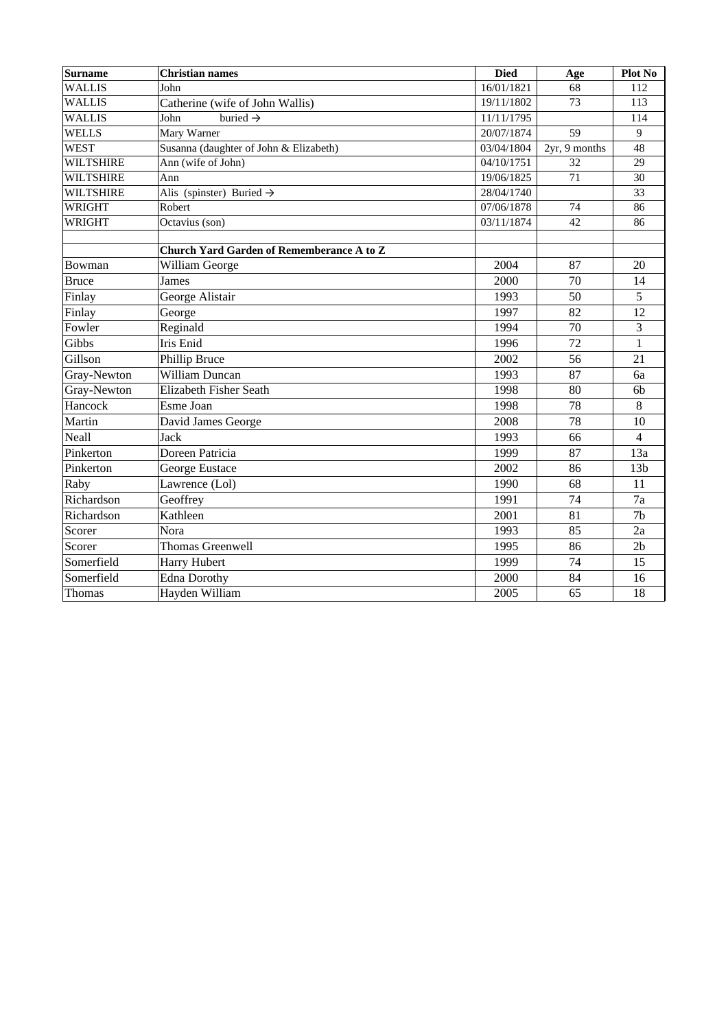| Surname | Christian names | Died | Age | Plot No |
|---|---|---|---|---|
| WALLIS | John | 16/01/1821 | 68 | 112 |
| WALLIS | Catherine (wife of John Wallis) | 19/11/1802 | 73 | 113 |
| WALLIS | John buried → | 11/11/1795 | | 114 |
| WELLS | Mary Warner | 20/07/1874 | 59 | 9 |
| WEST | Susanna (daughter of John & Elizabeth) | 03/04/1804 | 2yr, 9 months | 48 |
| WILTSHIRE | Ann (wife of John) | 04/10/1751 | 32 | 29 |
| WILTSHIRE | Ann | 19/06/1825 | 71 | 30 |
| WILTSHIRE | Alis (spinster) Buried → | 28/04/1740 | | 33 |
| WRIGHT | Robert | 07/06/1878 | 74 | 86 |
| WRIGHT | Octavius (son) | 03/11/1874 | 42 | 86 |
| | | | | |
| | **Church Yard Garden of Rememberance A to Z** | | | |
| Bowman | William George | 2004 | 87 | 20 |
| Bruce | James | 2000 | 70 | 14 |
| Finlay | George Alistair | 1993 | 50 | 5 |
| Finlay | George | 1997 | 82 | 12 |
| Fowler | Reginald | 1994 | 70 | 3 |
| Gibbs | Iris Enid | 1996 | 72 | 1 |
| Gillson | Phillip Bruce | 2002 | 56 | 21 |
| Gray-Newton | William Duncan | 1993 | 87 | 6a |
| Gray-Newton | Elizabeth Fisher Seath | 1998 | 80 | 6b |
| Hancock | Esme Joan | 1998 | 78 | 8 |
| Martin | David James George | 2008 | 78 | 10 |
| Neall | Jack | 1993 | 66 | 4 |
| Pinkerton | Doreen Patricia | 1999 | 87 | 13a |
| Pinkerton | George Eustace | 2002 | 86 | 13b |
| Raby | Lawrence (Lol) | 1990 | 68 | 11 |
| Richardson | Geoffrey | 1991 | 74 | 7a |
| Richardson | Kathleen | 2001 | 81 | 7b |
| Scorer | Nora | 1993 | 85 | 2a |
| Scorer | Thomas Greenwell | 1995 | 86 | 2b |
| Somerfield | Harry Hubert | 1999 | 74 | 15 |
| Somerfield | Edna Dorothy | 2000 | 84 | 16 |
| Thomas | Hayden William | 2005 | 65 | 18 |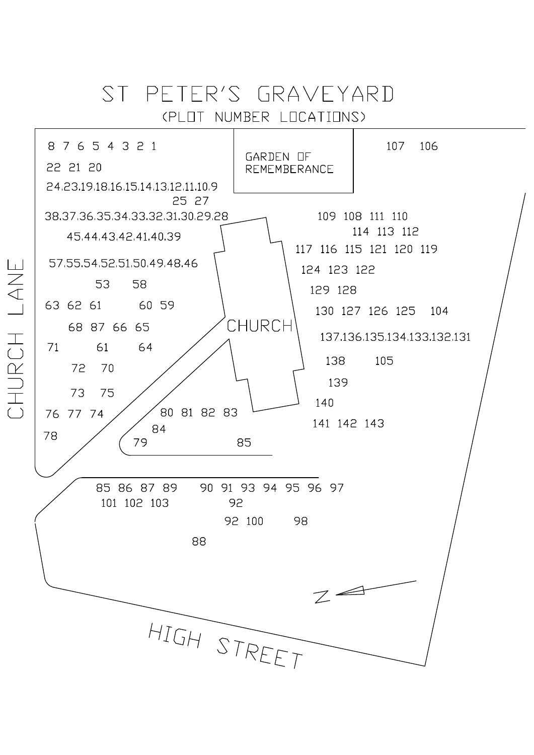# ST PETER'S GRAVEYARD

(PLOT NUMBER LOCATIONS)

8 7 6 5 4 3 2 1

GARDEN OF REMEMBERANCE

107 106

22 21 20

24.23.19.18.16.15.14.13.12.11.10.9

25 27

38.37.36.35.34.33.32.31.30.29.28

109 108 111 110

114 113 112

45.44.43.42.41.40.39

117 116 115 121 120 119

57.55.54.52.51.50.49.48.46

124 123 122

53 58

129 128

63 62 61 60 59

130 127 126 125 104

CHURCH

68 87 66 65

137.136.135.134.133.132.131

71 61 64

138 105

72 70

139

73 75

140

76 77 74

80 81 82 83

141 142 143

84

78

79 85

85 86 87 89 90 91 93 94 95 96 97

101 102 103

92

92 100 98

88

CHURCH LANE

N

HIGH STREET